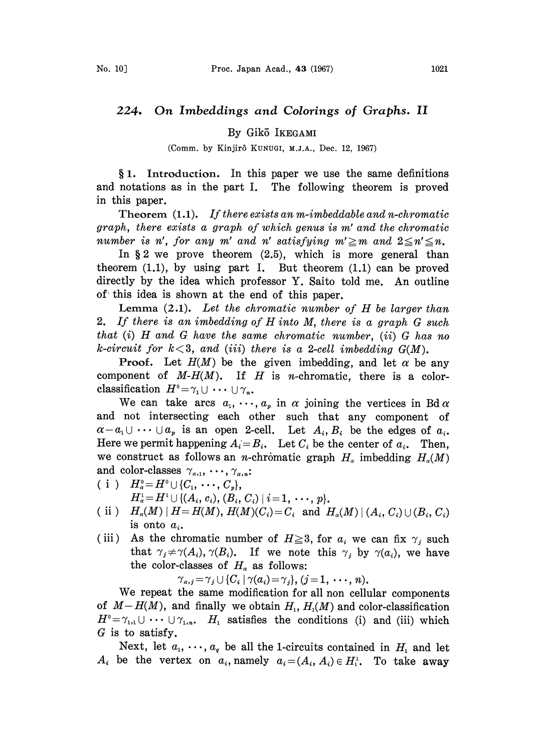# 224. On Imbeddings and Colorings of Graphs. II

By Gikō IKEGAMI

(Comm. by Kinjirô KUNUGI, M.J.A., Dec. 12, 1967)

**§ 1. Introduction.** In this paper we use the same definitions and notations as in the part I. The following theorem is proved in this paper.

**Theorem (1.1).** *If there exists an m-imbeddable and n-chromatic graph, there exists a graph of which genus is m′ and the chromatic number is n′, for any m′ and n′ satisfying $m' \geqq m$ and $2 \leqq n' \leqq n$.*

In § 2 we prove theorem (2.5), which is more general than theorem (1.1), by using part I. But theorem (1.1) can be proved directly by the idea which professor Y. Saito told me. An outline of this idea is shown at the end of this paper.

**Lemma (2.1).** *Let the chromatic number of H be larger than 2. If there is an imbedding of H into M, there is a graph G such that (i) H and G have the same chromatic number, (ii) G has no k-circuit for $k<3$, and (iii) there is a 2-cell imbedding G(M).*

**Proof.** Let $H(M)$ be the given imbedding, and let $\alpha$ be any component of $M\text{-}H(M)$. If $H$ is $n$-chromatic, there is a color-classification $H^0 = \gamma_1 \cup \cdots \cup \gamma_n$.

We can take arcs $a_1, \cdots, a_p$ in $\alpha$ joining the vertices in $\mathrm{Bd}\,\alpha$ and not intersecting each other such that any component of $\alpha - a_1 \cup \cdots \cup a_p$ is an open 2-cell. Let $A_i, B_i$ be the edges of $a_i$. Here we permit happening $A_i = B_i$. Let $C_i$ be the center of $a_i$. Then, we construct as follows an $n$-chromatic graph $H_\alpha$ imbedding $H_\alpha(M)$ and color-classes $\gamma_{\alpha,1}, \cdots, \gamma_{\alpha,n}$:

( i ) $H_\alpha^0 = H^0 \cup \{C_1, \cdots, C_p\}$,
$H_\alpha^1 = H^1 \cup \{(A_i, c_i), (B_i, C_i) \mid i = 1, \cdots, p\}$.

( ii ) $H_\alpha(M) \mid H = H(M)$, $H(M)(C_i) = C_i$ and $H_\alpha(M) \mid (A_i, C_i) \cup (B_i, C_i)$ is onto $a_i$.

( iii ) As the chromatic number of $H \geqq 3$, for $a_i$ we can fix $\gamma_j$ such that $\gamma_j \neq \gamma(A_i), \gamma(B_i)$. If we note this $\gamma_j$ by $\gamma(a_i)$, we have the color-classes of $H_\alpha$ as follows:

$$\gamma_{\alpha,j} = \gamma_j \cup \{C_i \mid \gamma(a_i) = \gamma_j\},\ (j = 1, \cdots, n).$$

We repeat the same modification for all non cellular components of $M - H(M)$, and finally we obtain $H_1$, $H_1(M)$ and color-classification $H^0 = \gamma_{1,1} \cup \cdots \cup \gamma_{1,n}$. $H_1$ satisfies the conditions (i) and (iii) which $G$ is to satisfy.

Next, let $a_1, \cdots, a_q$ be all the 1-circuits contained in $H_1$ and let $A_i$ be the vertex on $a_i$, namely $a_i = (A_i, A_i) \in H_1^1$. To take away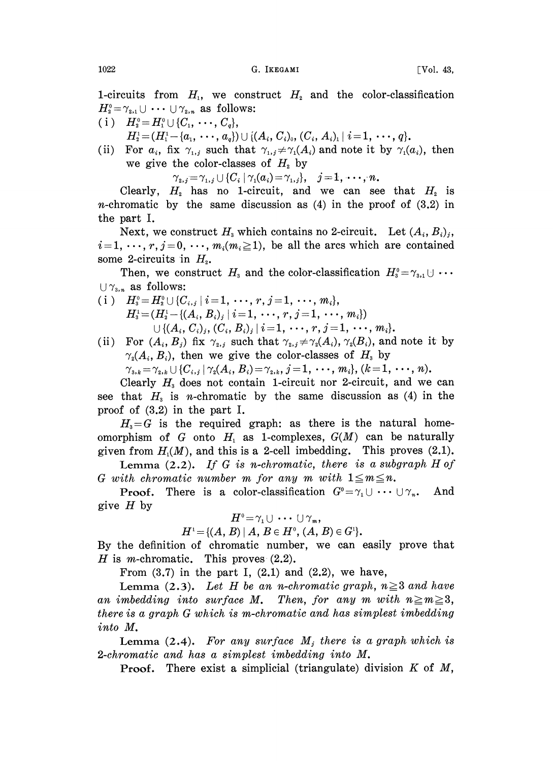1-circuits from $H_1$, we construct $H_2$ and the color-classification $H_2^0 = \gamma_{2,1} \cup \cdots \cup \gamma_{2,n}$ as follows:

(i) $H_2^0 = H_1^0 \cup \{C_1, \cdots, C_q\}$,
$H_2^1 = (H_1^1 - \{a_1, \cdots, a_q\}) \cup \{(A_i, C_i)_0, (C_i, A_i)_1 \mid i = 1, \cdots, q\}$.

(ii) For $a_i$, fix $\gamma_{1,j}$ such that $\gamma_{1,j} \neq \gamma_1(A_i)$ and note it by $\gamma_1(a_i)$, then we give the color-classes of $H_2$ by

$$\gamma_{2,j} = \gamma_{1,j} \cup \{C_i \mid \gamma_1(a_i) = \gamma_{1,j}\}, \quad j = 1, \cdots, n.$$

Clearly, $H_2$ has no 1-circuit, and we can see that $H_2$ is $n$-chromatic by the same discussion as (4) in the proof of (3.2) in the part I.

Next, we construct $H_3$ which contains no 2-circuit. Let $(A_i, B_i)_j$, $i = 1, \cdots, r, j = 0, \cdots, m_i (m_i \geqq 1)$, be all the arcs which are contained some 2-circuits in $H_2$.

Then, we construct $H_3$ and the color-classification $H_3^0 = \gamma_{3,1} \cup \cdots \cup \gamma_{3,n}$ as follows:

(i) $H_3^0 = H_2^0 \cup \{C_{i,j} \mid i = 1, \cdots, r, j = 1, \cdots, m_i\}$,
$H_3^1 = (H_2^1 - \{(A_i, B_i)_j \mid i = 1, \cdots, r, j = 1, \cdots, m_i\})$
$\cup \{(A_i, C_i)_j, (C_i, B_i)_j \mid i = 1, \cdots, r, j = 1, \cdots, m_i\}$.

(ii) For $(A_i, B_j)$ fix $\gamma_{2,j}$ such that $\gamma_{2,j} \neq \gamma_2(A_i), \gamma_2(B_i)$, and note it by $\gamma_2(A_i, B_i)$, then we give the color-classes of $H_3$ by

$$\gamma_{3,k} = \gamma_{2,k} \cup \{C_{i,j} \mid \gamma_2(A_i, B_i) = \gamma_{2,k}, j = 1, \cdots, m_i\}, (k = 1, \cdots, n).$$

Clearly $H_3$ does not contain 1-circuit nor 2-circuit, and we can see that $H_3$ is $n$-chromatic by the same discussion as (4) in the proof of (3.2) in the part I.

$H_3 = G$ is the required graph: as there is the natural homeomorphism of $G$ onto $H_1$ as 1-complexes, $G(M)$ can be naturally given from $H_1(M)$, and this is a 2-cell imbedding. This proves (2.1).

**Lemma (2.2).** *If $G$ is $n$-chromatic, there is a subgraph $H$ of $G$ with chromatic number $m$ for any $m$ with $1 \leqq m \leqq n$.*

**Proof.** There is a color-classification $G^0 = \gamma_1 \cup \cdots \cup \gamma_n$. And give $H$ by

$$H^0 = \gamma_1 \cup \cdots \cup \gamma_m,$$
$$H^1 = \{(A, B) \mid A, B \in H^0, (A, B) \in G^1\}.$$

By the definition of chromatic number, we can easily prove that $H$ is $m$-chromatic. This proves (2.2).

From (3.7) in the part I, (2.1) and (2.2), we have,

**Lemma (2.3).** *Let $H$ be an $n$-chromatic graph, $n \geqq 3$ and have an imbedding into surface $M$. Then, for any $m$ with $n \geqq m \geqq 3$, there is a graph $G$ which is $m$-chromatic and has simplest imbedding into $M$.*

**Lemma (2.4).** *For any surface $M_j$ there is a graph which is 2-chromatic and has a simplest imbedding into $M$.*

**Proof.** There exist a simplicial (triangulate) division $K$ of $M$,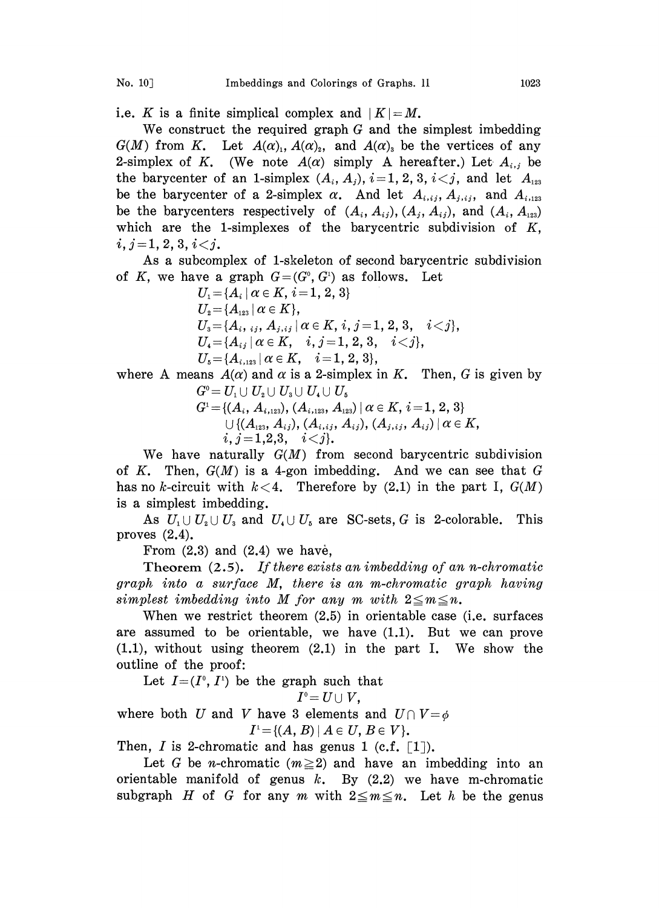i.e. $K$ is a finite simplical complex and $|K|=M$.

We construct the required graph $G$ and the simplest imbedding $G(M)$ from $K$. Let $A(\alpha)_1$, $A(\alpha)_2$, and $A(\alpha)_3$ be the vertices of any 2-simplex of $K$. (We note $A(\alpha)$ simply A hereafter.) Let $A_{i,j}$ be the barycenter of an 1-simplex $(A_i, A_j)$, $i=1,2,3$, $i<j$, and let $A_{123}$ be the barycenter of a 2-simplex $\alpha$. And let $A_{i,ij}$, $A_{j,ij}$, and $A_{i,123}$ be the barycenters respectively of $(A_i, A_{ij})$, $(A_j, A_{ij})$, and $(A_i, A_{123})$ which are the 1-simplexes of the barycentric subdivision of $K$, $i,j=1,2,3$, $i<j$.

As a subcomplex of 1-skeleton of second barycentric subdivision of $K$, we have a graph $G=(G^0, G^1)$ as follows. Let

$$U_1=\{A_i \mid \alpha\in K,\ i=1,2,3\}$$
$$U_2=\{A_{123} \mid \alpha\in K\},$$
$$U_3=\{A_{i,ij}, A_{j,ij} \mid \alpha\in K,\ i,j=1,2,3,\quad i<j\},$$
$$U_4=\{A_{ij} \mid \alpha\in K,\quad i,j=1,2,3,\quad i<j\},$$
$$U_5=\{A_{i,123} \mid \alpha\in K,\quad i=1,2,3\},$$

where A means $A(\alpha)$ and $\alpha$ is a 2-simplex in $K$. Then, $G$ is given by

$$G^0=U_1\cup U_2\cup U_3\cup U_4\cup U_5$$
$$G^1=\{(A_i, A_{i,123}), (A_{i,123}, A_{123}) \mid \alpha\in K,\ i=1,2,3\}$$
$$\cup\{(A_{123}, A_{ij}), (A_{i,ij}, A_{ij}), (A_{j,ij}, A_{ij}) \mid \alpha\in K,$$
$$i,j=1,2,3,\quad i<j\}.$$

We have naturally $G(M)$ from second barycentric subdivision of $K$. Then, $G(M)$ is a 4-gon imbedding. And we can see that $G$ has no $k$-circuit with $k<4$. Therefore by (2.1) in the part I, $G(M)$ is a simplest imbedding.

As $U_1\cup U_2\cup U_3$ and $U_4\cup U_5$ are SC-sets, $G$ is 2-colorable. This proves (2.4).

From (2.3) and (2.4) we have,

**Theorem (2.5).** *If there exists an imbedding of an n-chromatic graph into a surface M, there is an m-chromatic graph having simplest imbedding into M for any m with* $2\leqq m\leqq n$.

When we restrict theorem (2.5) in orientable case (i.e. surfaces are assumed to be orientable, we have (1.1). But we can prove (1.1), without using theorem (2.1) in the part I. We show the outline of the proof:

Let $I=(I^0, I^1)$ be the graph such that

$$I^0=U\cup V,$$

where both $U$ and $V$ have 3 elements and $U\cap V=\phi$

$$I^1=\{(A, B) \mid A\in U, B\in V\}.$$

Then, $I$ is 2-chromatic and has genus 1 (c.f. [1]).

Let $G$ be $n$-chromatic ($m\geqq 2$) and have an imbedding into an orientable manifold of genus $k$. By (2.2) we have m-chromatic subgraph $H$ of $G$ for any $m$ with $2\leqq m\leqq n$. Let $h$ be the genus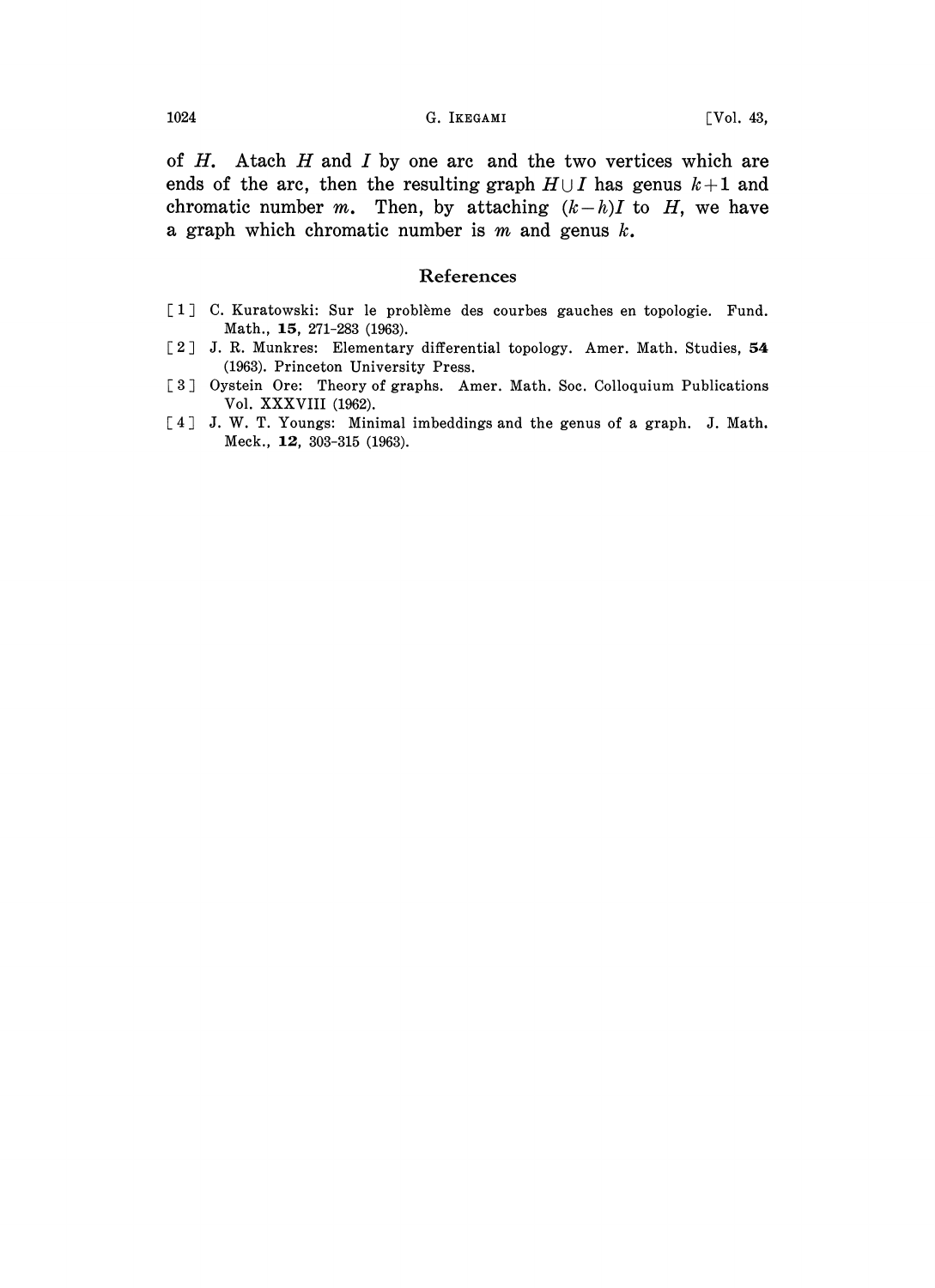of $H$. Atach $H$ and $I$ by one arc and the two vertices which are ends of the arc, then the resulting graph $H \cup I$ has genus $k+1$ and chromatic number $m$. Then, by attaching $(k-h)I$ to $H$, we have a graph which chromatic number is $m$ and genus $k$.

## References

[1] C. Kuratowski: Sur le problème des courbes gauches en topologie. Fund. Math., **15**, 271-283 (1963).

[2] J. R. Munkres: Elementary differential topology. Amer. Math. Studies, **54** (1963). Princeton University Press.

[3] Oystein Ore: Theory of graphs. Amer. Math. Soc. Colloquium Publications Vol. XXXVIII (1962).

[4] J. W. T. Youngs: Minimal imbeddings and the genus of a graph. J. Math. Meck., **12**, 303-315 (1963).